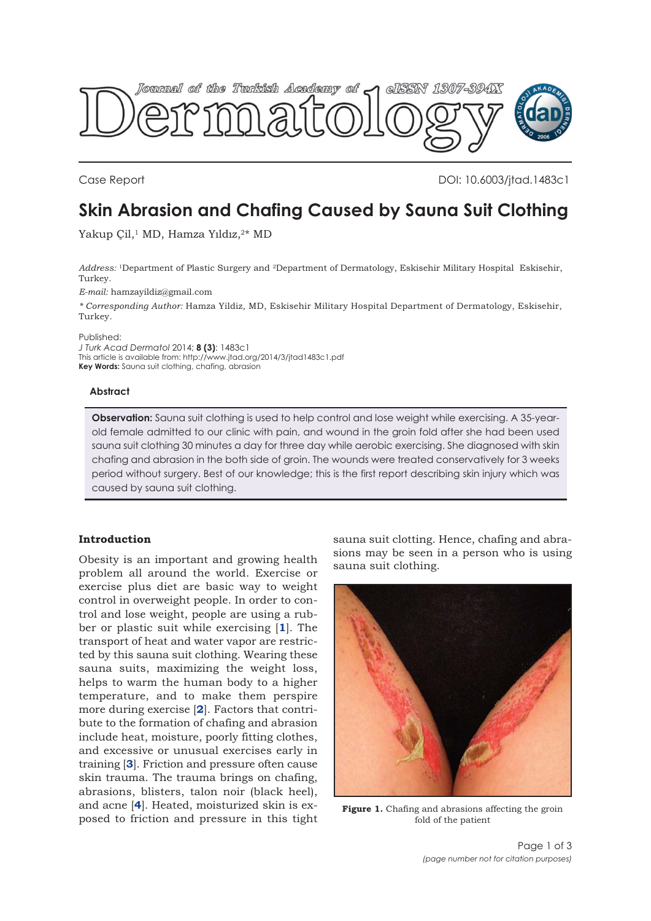Case Report

DOI: 10.6003/jtad.1483c1

# Skin Abrasion and Chafing Caused by Sauna Suit Clothing

Yakup Çil,[1] MD, Hamza Yıldız,[2*] MD

*Address:* [1]Department of Plastic Surgery and [2]Department of Dermatology, Eskisehir Military Hospital Eskisehir, Turkey.

*E-mail:* hamzayildiz@gmail.com

*\* Corresponding Author:* Hamza Yildiz, MD, Eskisehir Military Hospital Department of Dermatology, Eskisehir, Turkey.

Published:
*J Turk Acad Dermatol* 2014; **8 (3)**: 1483c1
This article is available from: http://www.jtad.org/2014/3/jtad1483c1.pdf
**Key Words:** Sauna suit clothing, chafing, abrasion

### Abstract

**Observation:** Sauna suit clothing is used to help control and lose weight while exercising. A 35-year-old female admitted to our clinic with pain, and wound in the groin fold after she had been used sauna suit clothing 30 minutes a day for three day while aerobic exercising. She diagnosed with skin chafing and abrasion in the both side of groin. The wounds were treated conservatively for 3 weeks period without surgery. Best of our knowledge; this is the first report describing skin injury which was caused by sauna suit clothing.

## Introduction

Obesity is an important and growing health problem all around the world. Exercise or exercise plus diet are basic way to weight control in overweight people. In order to control and lose weight, people are using a rubber or plastic suit while exercising [1]. The transport of heat and water vapor are restricted by this sauna suit clothing. Wearing these sauna suits, maximizing the weight loss, helps to warm the human body to a higher temperature, and to make them perspire more during exercise [2]. Factors that contribute to the formation of chafing and abrasion include heat, moisture, poorly fitting clothes, and excessive or unusual exercises early in training [3]. Friction and pressure often cause skin trauma. The trauma brings on chafing, abrasions, blisters, talon noir (black heel), and acne [4]. Heated, moisturized skin is exposed to friction and pressure in this tight sauna suit clotting. Hence, chafing and abrasions may be seen in a person who is using sauna suit clothing.

**Figure 1.** Chafing and abrasions affecting the groin fold of the patient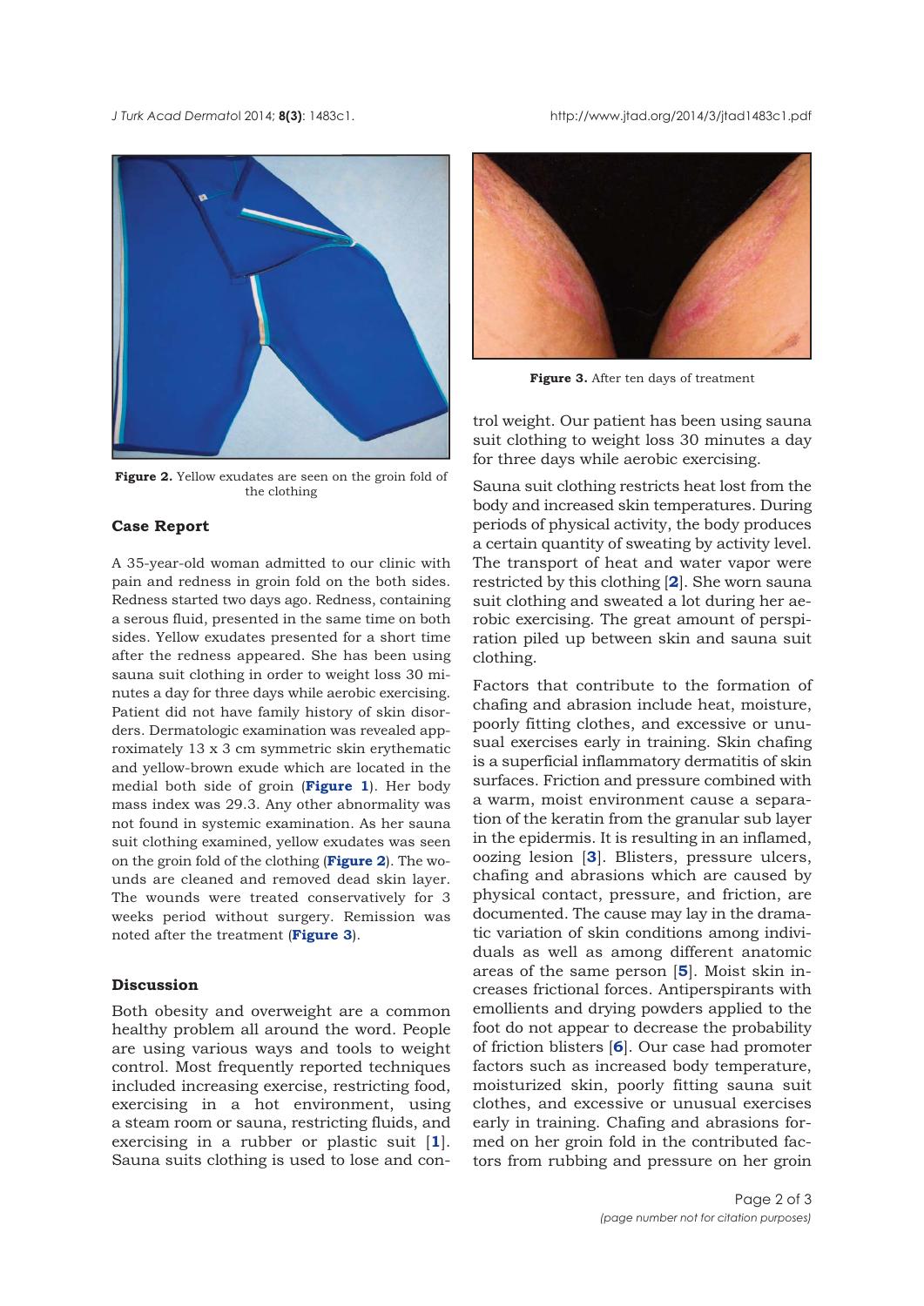Figure 2. Yellow exudates are seen on the groin fold of the clothing

## Case Report

A 35-year-old woman admitted to our clinic with pain and redness in groin fold on the both sides. Redness started two days ago. Redness, containing a serous fluid, presented in the same time on both sides. Yellow exudates presented for a short time after the redness appeared. She has been using sauna suit clothing in order to weight loss 30 minutes a day for three days while aerobic exercising. Patient did not have family history of skin disorders. Dermatologic examination was revealed approximately 13 x 3 cm symmetric skin erythematic and yellow-brown exude which are located in the medial both side of groin (**Figure 1**). Her body mass index was 29.3. Any other abnormality was not found in systemic examination. As her sauna suit clothing examined, yellow exudates was seen on the groin fold of the clothing (**Figure 2**). The wounds are cleaned and removed dead skin layer. The wounds were treated conservatively for 3 weeks period without surgery. Remission was noted after the treatment (**Figure 3**).

## Discussion

Both obesity and overweight are a common healthy problem all around the word. People are using various ways and tools to weight control. Most frequently reported techniques included increasing exercise, restricting food, exercising in a hot environment, using a steam room or sauna, restricting fluids, and exercising in a rubber or plastic suit [**1**]. Sauna suits clothing is used to lose and control weight. Our patient has been using sauna suit clothing to weight loss 30 minutes a day for three days while aerobic exercising.

Figure 3. After ten days of treatment

Sauna suit clothing restricts heat lost from the body and increased skin temperatures. During periods of physical activity, the body produces a certain quantity of sweating by activity level. The transport of heat and water vapor were restricted by this clothing [**2**]. She worn sauna suit clothing and sweated a lot during her aerobic exercising. The great amount of perspiration piled up between skin and sauna suit clothing.

Factors that contribute to the formation of chafing and abrasion include heat, moisture, poorly fitting clothes, and excessive or unusual exercises early in training. Skin chafing is a superficial inflammatory dermatitis of skin surfaces. Friction and pressure combined with a warm, moist environment cause a separation of the keratin from the granular sub layer in the epidermis. It is resulting in an inflamed, oozing lesion [**3**]. Blisters, pressure ulcers, chafing and abrasions which are caused by physical contact, pressure, and friction, are documented. The cause may lay in the dramatic variation of skin conditions among individuals as well as among different anatomic areas of the same person [**5**]. Moist skin increases frictional forces. Antiperspirants with emollients and drying powders applied to the foot do not appear to decrease the probability of friction blisters [**6**]. Our case had promoter factors such as increased body temperature, moisturized skin, poorly fitting sauna suit clothes, and excessive or unusual exercises early in training. Chafing and abrasions formed on her groin fold in the contributed factors from rubbing and pressure on her groin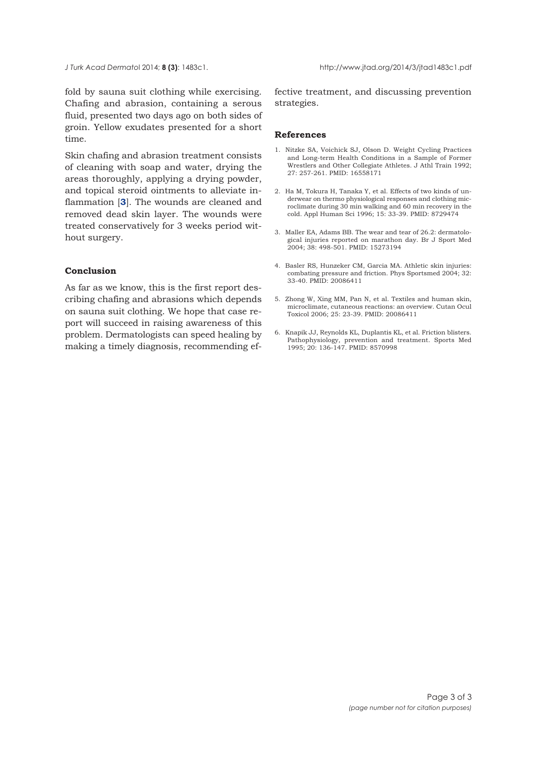fold by sauna suit clothing while exercising. Chafing and abrasion, containing a serous fluid, presented two days ago on both sides of groin. Yellow exudates presented for a short time.

Skin chafing and abrasion treatment consists of cleaning with soap and water, drying the areas thoroughly, applying a drying powder, and topical steroid ointments to alleviate inflammation [**3**]. The wounds are cleaned and removed dead skin layer. The wounds were treated conservatively for 3 weeks period without surgery.

## Conclusion

As far as we know, this is the first report describing chafing and abrasions which depends on sauna suit clothing. We hope that case report will succeed in raising awareness of this problem. Dermatologists can speed healing by making a timely diagnosis, recommending effective treatment, and discussing prevention strategies.

## References

1. Nitzke SA, Voichick SJ, Olson D. Weight Cycling Practices and Long-term Health Conditions in a Sample of Former Wrestlers and Other Collegiate Athletes. J Athl Train 1992; 27: 257-261. PMID: 16558171
2. Ha M, Tokura H, Tanaka Y, et al. Effects of two kinds of underwear on thermo physiological responses and clothing microclimate during 30 min walking and 60 min recovery in the cold. Appl Human Sci 1996; 15: 33-39. PMID: 8729474
3. Maller EA, Adams BB. The wear and tear of 26.2: dermatological injuries reported on marathon day. Br J Sport Med 2004; 38: 498-501. PMID: 15273194
4. Basler RS, Hunzeker CM, Garcia MA. Athletic skin injuries: combating pressure and friction. Phys Sportsmed 2004; 32: 33-40. PMID: 20086411
5. Zhong W, Xing MM, Pan N, et al. Textiles and human skin, microclimate, cutaneous reactions: an overview. Cutan Ocul Toxicol 2006; 25: 23-39. PMID: 20086411
6. Knapik JJ, Reynolds KL, Duplantis KL, et al. Friction blisters. Pathophysiology, prevention and treatment. Sports Med 1995; 20: 136-147. PMID: 8570998